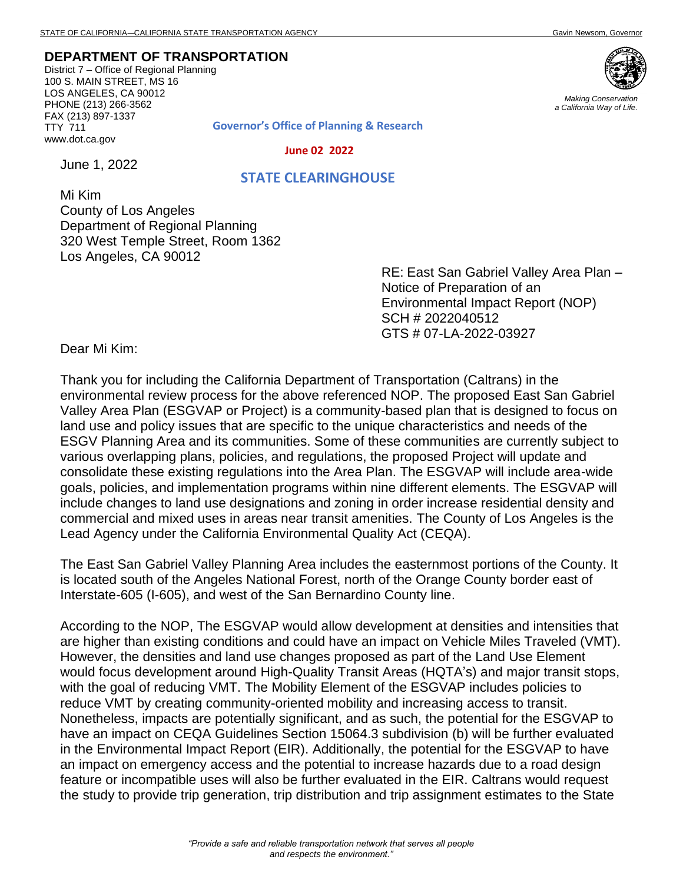STATE OF CALIFORNIA—CALIFORNIA STATE TRANSPORTATION AGENCY Gavin Newsom, Governor

**DEPARTMENT OF TRANSPORTATION**
District 7 – Office of Regional Planning
100 S. MAIN STREET, MS 16
LOS ANGELES, CA 90012
PHONE (213) 266-3562
FAX (213) 897-1337
TTY 711
www.dot.ca.gov

*Making Conservation a California Way of Life.*

**Governor's Office of Planning & Research**

**June 02 2022**

**STATE CLEARINGHOUSE**

June 1, 2022

Mi Kim
County of Los Angeles
Department of Regional Planning
320 West Temple Street, Room 1362
Los Angeles, CA 90012

RE: East San Gabriel Valley Area Plan – Notice of Preparation of an Environmental Impact Report (NOP)
SCH # 2022040512
GTS # 07-LA-2022-03927

Dear Mi Kim:

Thank you for including the California Department of Transportation (Caltrans) in the environmental review process for the above referenced NOP. The proposed East San Gabriel Valley Area Plan (ESGVAP or Project) is a community-based plan that is designed to focus on land use and policy issues that are specific to the unique characteristics and needs of the ESGV Planning Area and its communities. Some of these communities are currently subject to various overlapping plans, policies, and regulations, the proposed Project will update and consolidate these existing regulations into the Area Plan. The ESGVAP will include area-wide goals, policies, and implementation programs within nine different elements. The ESGVAP will include changes to land use designations and zoning in order increase residential density and commercial and mixed uses in areas near transit amenities. The County of Los Angeles is the Lead Agency under the California Environmental Quality Act (CEQA).

The East San Gabriel Valley Planning Area includes the easternmost portions of the County. It is located south of the Angeles National Forest, north of the Orange County border east of Interstate-605 (I-605), and west of the San Bernardino County line.

According to the NOP, The ESGVAP would allow development at densities and intensities that are higher than existing conditions and could have an impact on Vehicle Miles Traveled (VMT). However, the densities and land use changes proposed as part of the Land Use Element would focus development around High-Quality Transit Areas (HQTA's) and major transit stops, with the goal of reducing VMT. The Mobility Element of the ESGVAP includes policies to reduce VMT by creating community-oriented mobility and increasing access to transit. Nonetheless, impacts are potentially significant, and as such, the potential for the ESGVAP to have an impact on CEQA Guidelines Section 15064.3 subdivision (b) will be further evaluated in the Environmental Impact Report (EIR). Additionally, the potential for the ESGVAP to have an impact on emergency access and the potential to increase hazards due to a road design feature or incompatible uses will also be further evaluated in the EIR. Caltrans would request the study to provide trip generation, trip distribution and trip assignment estimates to the State

*"Provide a safe and reliable transportation network that serves all people and respects the environment."*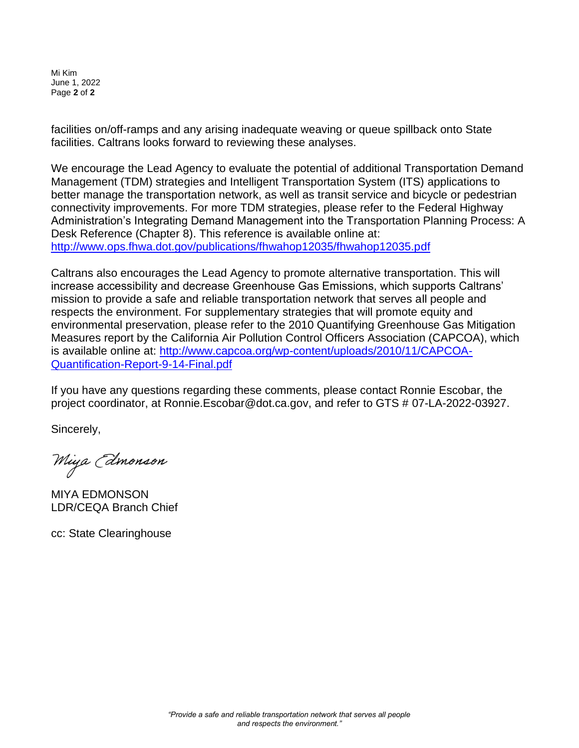facilities on/off-ramps and any arising inadequate weaving or queue spillback onto State facilities. Caltrans looks forward to reviewing these analyses.

We encourage the Lead Agency to evaluate the potential of additional Transportation Demand Management (TDM) strategies and Intelligent Transportation System (ITS) applications to better manage the transportation network, as well as transit service and bicycle or pedestrian connectivity improvements. For more TDM strategies, please refer to the Federal Highway Administration's Integrating Demand Management into the Transportation Planning Process: A Desk Reference (Chapter 8). This reference is available online at: http://www.ops.fhwa.dot.gov/publications/fhwahop12035/fhwahop12035.pdf

Caltrans also encourages the Lead Agency to promote alternative transportation. This will increase accessibility and decrease Greenhouse Gas Emissions, which supports Caltrans' mission to provide a safe and reliable transportation network that serves all people and respects the environment. For supplementary strategies that will promote equity and environmental preservation, please refer to the 2010 Quantifying Greenhouse Gas Mitigation Measures report by the California Air Pollution Control Officers Association (CAPCOA), which is available online at: http://www.capcoa.org/wp-content/uploads/2010/11/CAPCOA-Quantification-Report-9-14-Final.pdf

If you have any questions regarding these comments, please contact Ronnie Escobar, the project coordinator, at Ronnie.Escobar@dot.ca.gov, and refer to GTS # 07-LA-2022-03927.

Sincerely,

*Miya Edmonson*

MIYA EDMONSON
LDR/CEQA Branch Chief

cc: State Clearinghouse